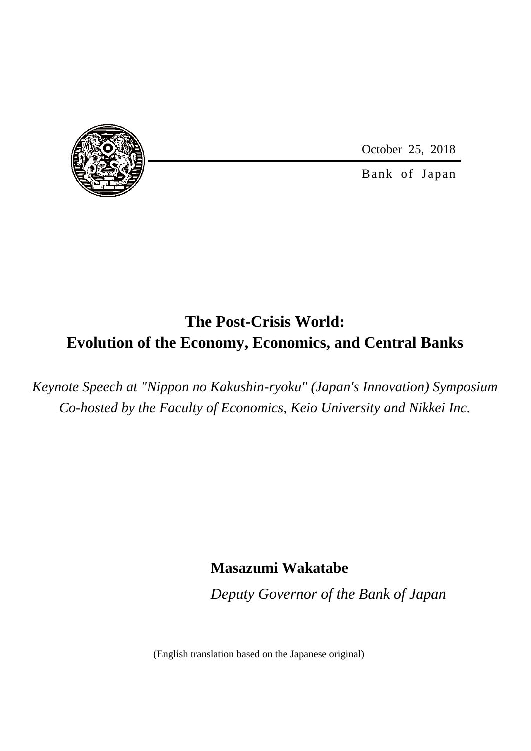October 25, 2018

Bank of Japan

# The Post-Crisis World: Evolution of the Economy, Economics, and Central Banks

*Keynote Speech at "Nippon no Kakushin-ryoku" (Japan's Innovation) Symposium Co-hosted by the Faculty of Economics, Keio University and Nikkei Inc.*

**Masazumi Wakatabe**

*Deputy Governor of the Bank of Japan*

(English translation based on the Japanese original)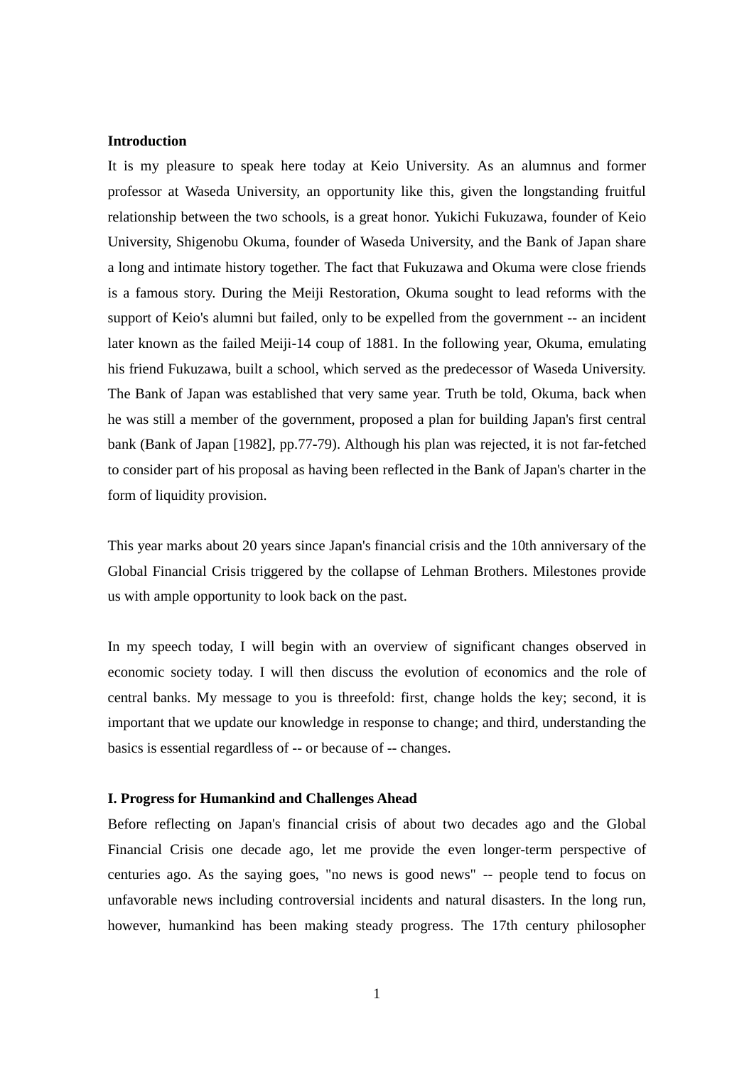**Introduction**

It is my pleasure to speak here today at Keio University. As an alumnus and former professor at Waseda University, an opportunity like this, given the longstanding fruitful relationship between the two schools, is a great honor. Yukichi Fukuzawa, founder of Keio University, Shigenobu Okuma, founder of Waseda University, and the Bank of Japan share a long and intimate history together. The fact that Fukuzawa and Okuma were close friends is a famous story. During the Meiji Restoration, Okuma sought to lead reforms with the support of Keio's alumni but failed, only to be expelled from the government -- an incident later known as the failed Meiji-14 coup of 1881. In the following year, Okuma, emulating his friend Fukuzawa, built a school, which served as the predecessor of Waseda University. The Bank of Japan was established that very same year. Truth be told, Okuma, back when he was still a member of the government, proposed a plan for building Japan's first central bank (Bank of Japan [1982], pp.77-79). Although his plan was rejected, it is not far-fetched to consider part of his proposal as having been reflected in the Bank of Japan's charter in the form of liquidity provision.

This year marks about 20 years since Japan's financial crisis and the 10th anniversary of the Global Financial Crisis triggered by the collapse of Lehman Brothers. Milestones provide us with ample opportunity to look back on the past.

In my speech today, I will begin with an overview of significant changes observed in economic society today. I will then discuss the evolution of economics and the role of central banks. My message to you is threefold: first, change holds the key; second, it is important that we update our knowledge in response to change; and third, understanding the basics is essential regardless of -- or because of -- changes.

**I. Progress for Humankind and Challenges Ahead**

Before reflecting on Japan's financial crisis of about two decades ago and the Global Financial Crisis one decade ago, let me provide the even longer-term perspective of centuries ago. As the saying goes, "no news is good news" -- people tend to focus on unfavorable news including controversial incidents and natural disasters. In the long run, however, humankind has been making steady progress. The 17th century philosopher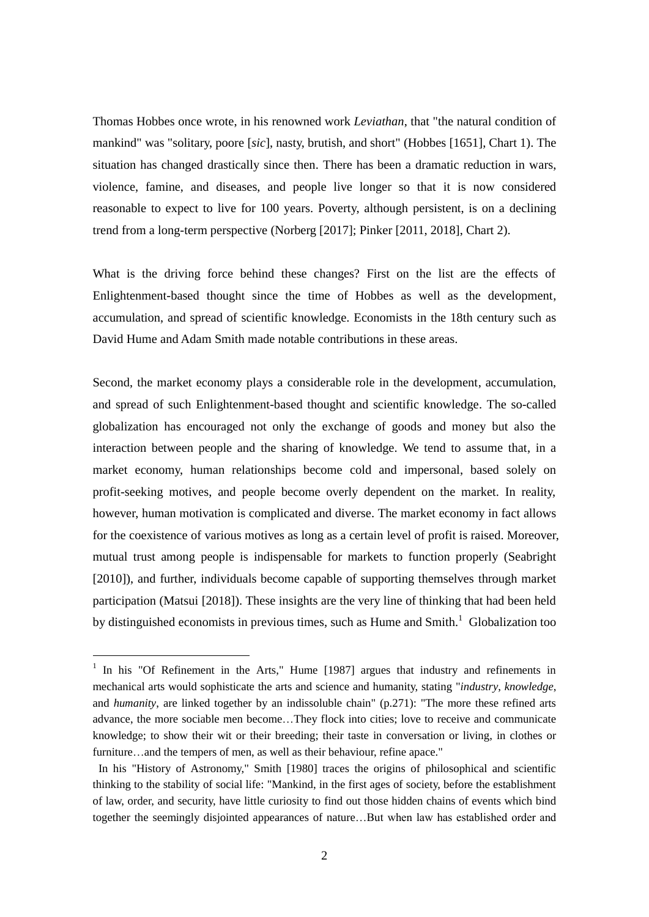Thomas Hobbes once wrote, in his renowned work *Leviathan*, that "the natural condition of mankind" was "solitary, poore [*sic*], nasty, brutish, and short" (Hobbes [1651], Chart 1). The situation has changed drastically since then. There has been a dramatic reduction in wars, violence, famine, and diseases, and people live longer so that it is now considered reasonable to expect to live for 100 years. Poverty, although persistent, is on a declining trend from a long-term perspective (Norberg [2017]; Pinker [2011, 2018], Chart 2).

What is the driving force behind these changes? First on the list are the effects of Enlightenment-based thought since the time of Hobbes as well as the development, accumulation, and spread of scientific knowledge. Economists in the 18th century such as David Hume and Adam Smith made notable contributions in these areas.

Second, the market economy plays a considerable role in the development, accumulation, and spread of such Enlightenment-based thought and scientific knowledge. The so-called globalization has encouraged not only the exchange of goods and money but also the interaction between people and the sharing of knowledge. We tend to assume that, in a market economy, human relationships become cold and impersonal, based solely on profit-seeking motives, and people become overly dependent on the market. In reality, however, human motivation is complicated and diverse. The market economy in fact allows for the coexistence of various motives as long as a certain level of profit is raised. Moreover, mutual trust among people is indispensable for markets to function properly (Seabright [2010]), and further, individuals become capable of supporting themselves through market participation (Matsui [2018]). These insights are the very line of thinking that had been held by distinguished economists in previous times, such as Hume and Smith.[1] Globalization too

---

[1] In his "Of Refinement in the Arts," Hume [1987] argues that industry and refinements in mechanical arts would sophisticate the arts and science and humanity, stating "*industry*, *knowledge*, and *humanity*, are linked together by an indissoluble chain" (p.271): "The more these refined arts advance, the more sociable men become…They flock into cities; love to receive and communicate knowledge; to show their wit or their breeding; their taste in conversation or living, in clothes or furniture…and the tempers of men, as well as their behaviour, refine apace."

In his "History of Astronomy," Smith [1980] traces the origins of philosophical and scientific thinking to the stability of social life: "Mankind, in the first ages of society, before the establishment of law, order, and security, have little curiosity to find out those hidden chains of events which bind together the seemingly disjointed appearances of nature…But when law has established order and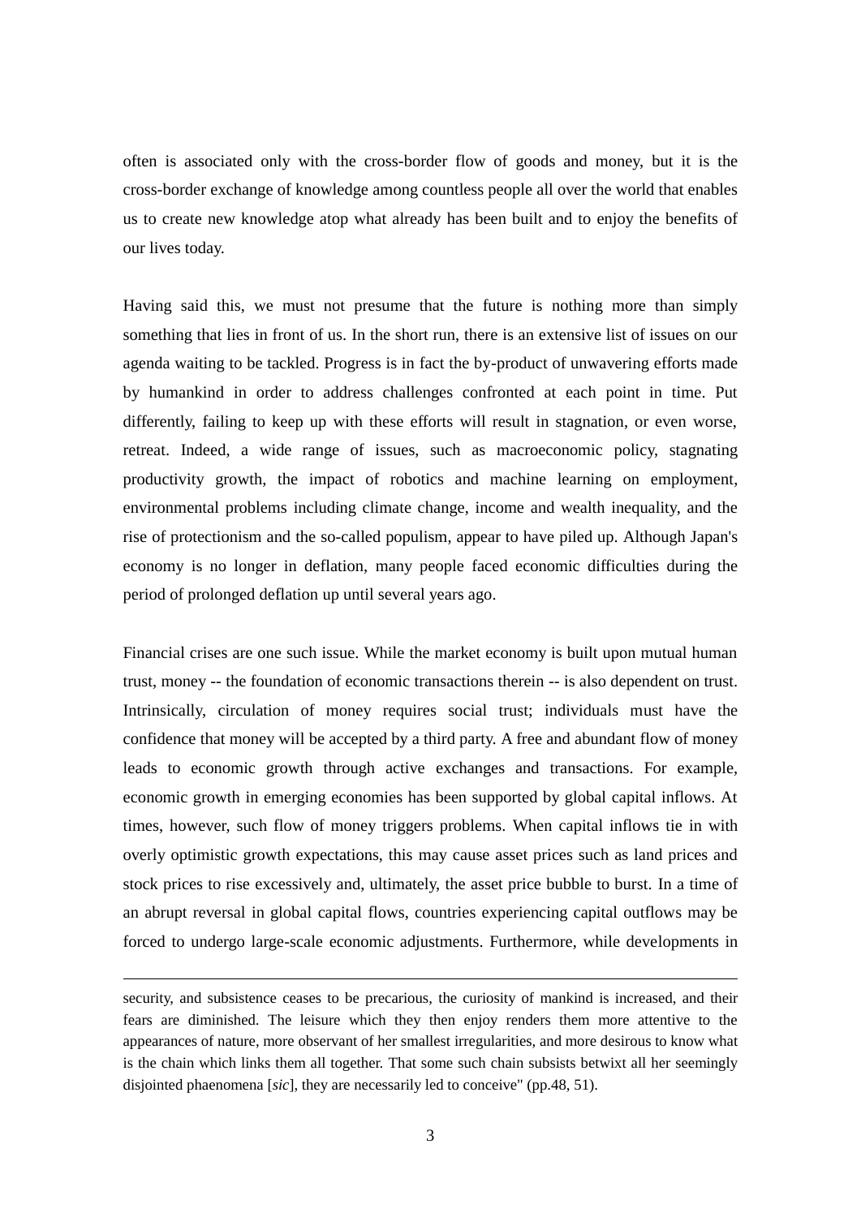often is associated only with the cross-border flow of goods and money, but it is the cross-border exchange of knowledge among countless people all over the world that enables us to create new knowledge atop what already has been built and to enjoy the benefits of our lives today.

Having said this, we must not presume that the future is nothing more than simply something that lies in front of us. In the short run, there is an extensive list of issues on our agenda waiting to be tackled. Progress is in fact the by-product of unwavering efforts made by humankind in order to address challenges confronted at each point in time. Put differently, failing to keep up with these efforts will result in stagnation, or even worse, retreat. Indeed, a wide range of issues, such as macroeconomic policy, stagnating productivity growth, the impact of robotics and machine learning on employment, environmental problems including climate change, income and wealth inequality, and the rise of protectionism and the so-called populism, appear to have piled up. Although Japan's economy is no longer in deflation, many people faced economic difficulties during the period of prolonged deflation up until several years ago.

Financial crises are one such issue. While the market economy is built upon mutual human trust, money -- the foundation of economic transactions therein -- is also dependent on trust. Intrinsically, circulation of money requires social trust; individuals must have the confidence that money will be accepted by a third party. A free and abundant flow of money leads to economic growth through active exchanges and transactions. For example, economic growth in emerging economies has been supported by global capital inflows. At times, however, such flow of money triggers problems. When capital inflows tie in with overly optimistic growth expectations, this may cause asset prices such as land prices and stock prices to rise excessively and, ultimately, the asset price bubble to burst. In a time of an abrupt reversal in global capital flows, countries experiencing capital outflows may be forced to undergo large-scale economic adjustments. Furthermore, while developments in

---

security, and subsistence ceases to be precarious, the curiosity of mankind is increased, and their fears are diminished. The leisure which they then enjoy renders them more attentive to the appearances of nature, more observant of her smallest irregularities, and more desirous to know what is the chain which links them all together. That some such chain subsists betwixt all her seemingly disjointed phaenomena [*sic*], they are necessarily led to conceive" (pp.48, 51).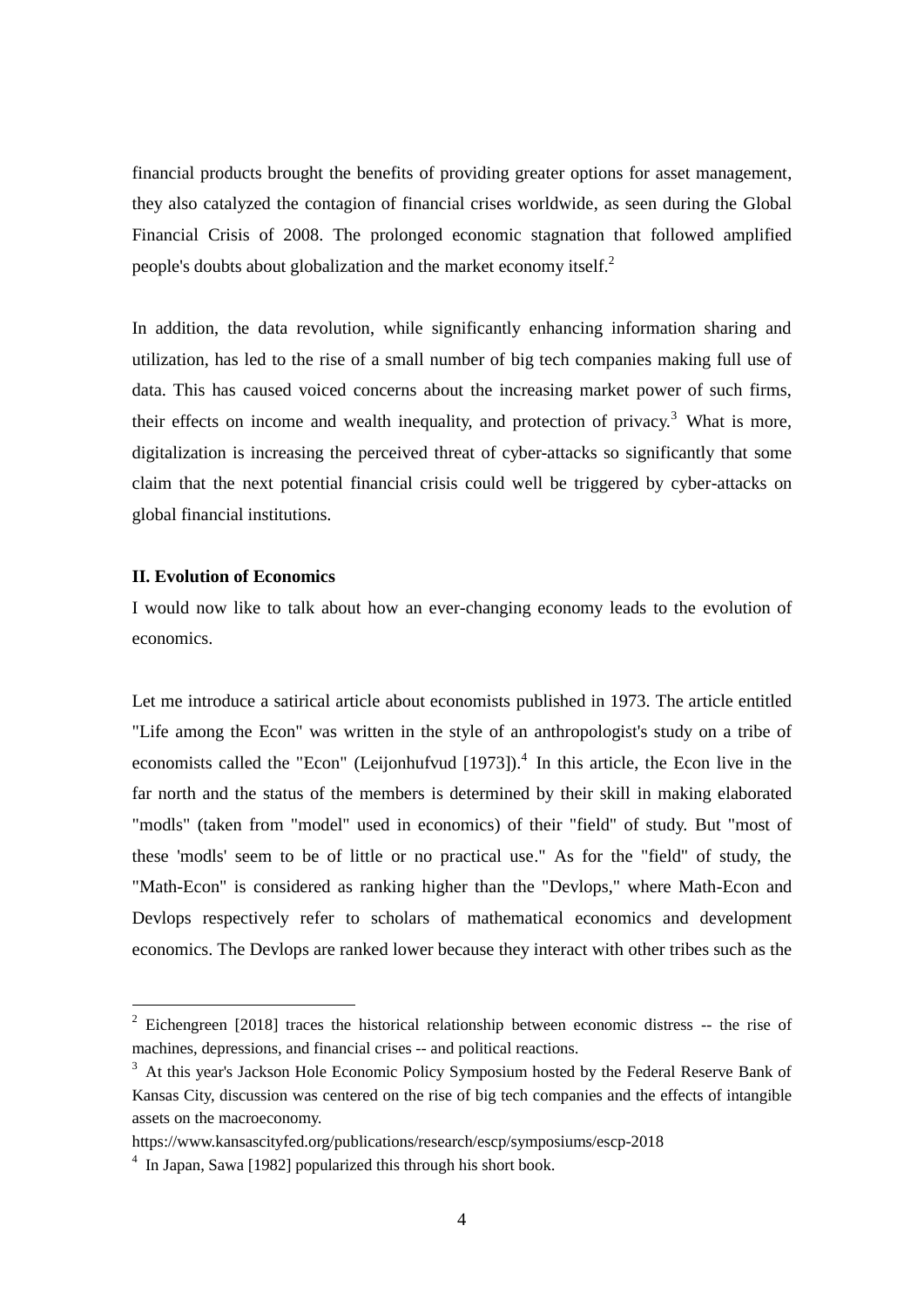financial products brought the benefits of providing greater options for asset management, they also catalyzed the contagion of financial crises worldwide, as seen during the Global Financial Crisis of 2008. The prolonged economic stagnation that followed amplified people's doubts about globalization and the market economy itself.[2]

In addition, the data revolution, while significantly enhancing information sharing and utilization, has led to the rise of a small number of big tech companies making full use of data. This has caused voiced concerns about the increasing market power of such firms, their effects on income and wealth inequality, and protection of privacy.[3] What is more, digitalization is increasing the perceived threat of cyber-attacks so significantly that some claim that the next potential financial crisis could well be triggered by cyber-attacks on global financial institutions.

**II. Evolution of Economics**

I would now like to talk about how an ever-changing economy leads to the evolution of economics.

Let me introduce a satirical article about economists published in 1973. The article entitled "Life among the Econ" was written in the style of an anthropologist's study on a tribe of economists called the "Econ" (Leijonhufvud [1973]).[4] In this article, the Econ live in the far north and the status of the members is determined by their skill in making elaborated "modls" (taken from "model" used in economics) of their "field" of study. But "most of these 'modls' seem to be of little or no practical use." As for the "field" of study, the "Math-Econ" is considered as ranking higher than the "Devlops," where Math-Econ and Devlops respectively refer to scholars of mathematical economics and development economics. The Devlops are ranked lower because they interact with other tribes such as the

---

[2] Eichengreen [2018] traces the historical relationship between economic distress -- the rise of machines, depressions, and financial crises -- and political reactions.

[3] At this year's Jackson Hole Economic Policy Symposium hosted by the Federal Reserve Bank of Kansas City, discussion was centered on the rise of big tech companies and the effects of intangible assets on the macroeconomy.

https://www.kansascityfed.org/publications/research/escp/symposiums/escp-2018

[4] In Japan, Sawa [1982] popularized this through his short book.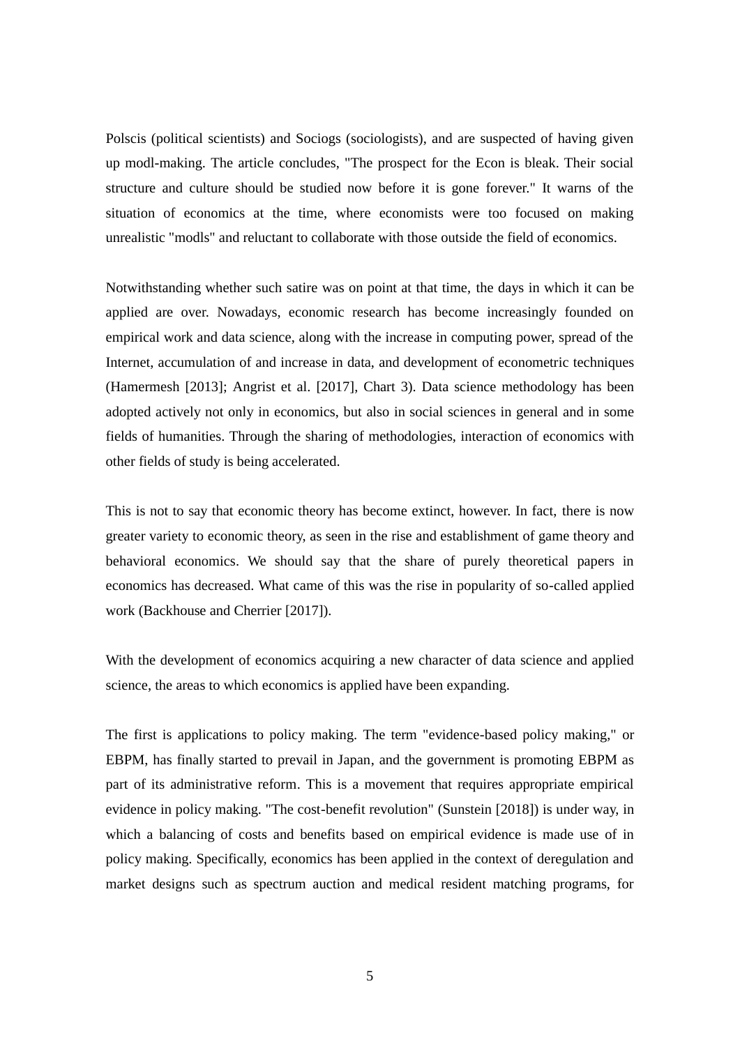Polscis (political scientists) and Sociogs (sociologists), and are suspected of having given up modl-making. The article concludes, "The prospect for the Econ is bleak. Their social structure and culture should be studied now before it is gone forever." It warns of the situation of economics at the time, where economists were too focused on making unrealistic "modls" and reluctant to collaborate with those outside the field of economics.

Notwithstanding whether such satire was on point at that time, the days in which it can be applied are over. Nowadays, economic research has become increasingly founded on empirical work and data science, along with the increase in computing power, spread of the Internet, accumulation of and increase in data, and development of econometric techniques (Hamermesh [2013]; Angrist et al. [2017], Chart 3). Data science methodology has been adopted actively not only in economics, but also in social sciences in general and in some fields of humanities. Through the sharing of methodologies, interaction of economics with other fields of study is being accelerated.

This is not to say that economic theory has become extinct, however. In fact, there is now greater variety to economic theory, as seen in the rise and establishment of game theory and behavioral economics. We should say that the share of purely theoretical papers in economics has decreased. What came of this was the rise in popularity of so-called applied work (Backhouse and Cherrier [2017]).

With the development of economics acquiring a new character of data science and applied science, the areas to which economics is applied have been expanding.

The first is applications to policy making. The term "evidence-based policy making," or EBPM, has finally started to prevail in Japan, and the government is promoting EBPM as part of its administrative reform. This is a movement that requires appropriate empirical evidence in policy making. "The cost-benefit revolution" (Sunstein [2018]) is under way, in which a balancing of costs and benefits based on empirical evidence is made use of in policy making. Specifically, economics has been applied in the context of deregulation and market designs such as spectrum auction and medical resident matching programs, for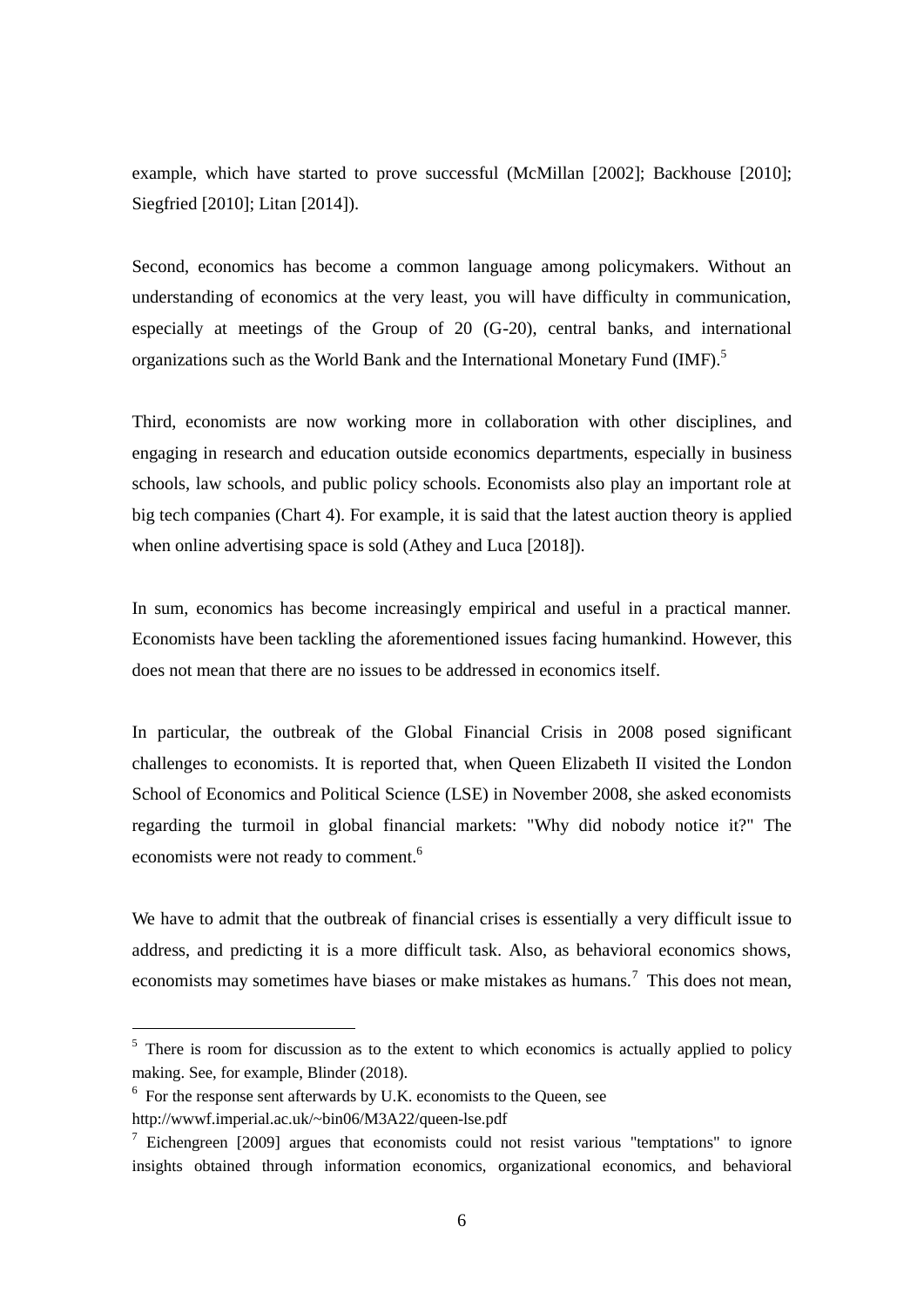example, which have started to prove successful (McMillan [2002]; Backhouse [2010]; Siegfried [2010]; Litan [2014]).

Second, economics has become a common language among policymakers. Without an understanding of economics at the very least, you will have difficulty in communication, especially at meetings of the Group of 20 (G-20), central banks, and international organizations such as the World Bank and the International Monetary Fund (IMF).[5]

Third, economists are now working more in collaboration with other disciplines, and engaging in research and education outside economics departments, especially in business schools, law schools, and public policy schools. Economists also play an important role at big tech companies (Chart 4). For example, it is said that the latest auction theory is applied when online advertising space is sold (Athey and Luca [2018]).

In sum, economics has become increasingly empirical and useful in a practical manner. Economists have been tackling the aforementioned issues facing humankind. However, this does not mean that there are no issues to be addressed in economics itself.

In particular, the outbreak of the Global Financial Crisis in 2008 posed significant challenges to economists. It is reported that, when Queen Elizabeth II visited the London School of Economics and Political Science (LSE) in November 2008, she asked economists regarding the turmoil in global financial markets: "Why did nobody notice it?" The economists were not ready to comment.[6]

We have to admit that the outbreak of financial crises is essentially a very difficult issue to address, and predicting it is a more difficult task. Also, as behavioral economics shows, economists may sometimes have biases or make mistakes as humans.[7] This does not mean,

---

[5] There is room for discussion as to the extent to which economics is actually applied to policy making. See, for example, Blinder (2018).

[6] For the response sent afterwards by U.K. economists to the Queen, see http://wwwf.imperial.ac.uk/~bin06/M3A22/queen-lse.pdf

[7] Eichengreen [2009] argues that economists could not resist various "temptations" to ignore insights obtained through information economics, organizational economics, and behavioral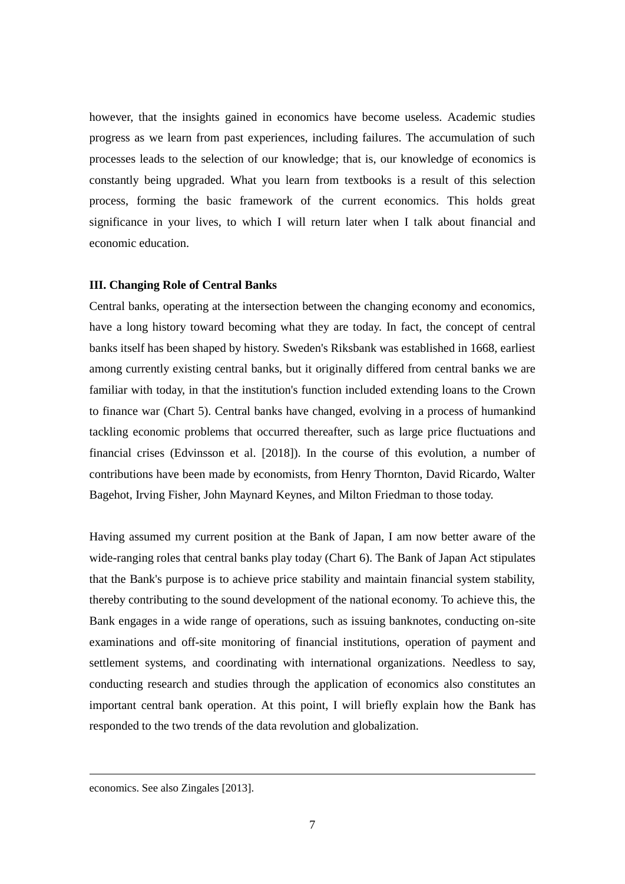however, that the insights gained in economics have become useless. Academic studies progress as we learn from past experiences, including failures. The accumulation of such processes leads to the selection of our knowledge; that is, our knowledge of economics is constantly being upgraded. What you learn from textbooks is a result of this selection process, forming the basic framework of the current economics. This holds great significance in your lives, to which I will return later when I talk about financial and economic education.

**III. Changing Role of Central Banks**

Central banks, operating at the intersection between the changing economy and economics, have a long history toward becoming what they are today. In fact, the concept of central banks itself has been shaped by history. Sweden's Riksbank was established in 1668, earliest among currently existing central banks, but it originally differed from central banks we are familiar with today, in that the institution's function included extending loans to the Crown to finance war (Chart 5). Central banks have changed, evolving in a process of humankind tackling economic problems that occurred thereafter, such as large price fluctuations and financial crises (Edvinsson et al. [2018]). In the course of this evolution, a number of contributions have been made by economists, from Henry Thornton, David Ricardo, Walter Bagehot, Irving Fisher, John Maynard Keynes, and Milton Friedman to those today.

Having assumed my current position at the Bank of Japan, I am now better aware of the wide-ranging roles that central banks play today (Chart 6). The Bank of Japan Act stipulates that the Bank's purpose is to achieve price stability and maintain financial system stability, thereby contributing to the sound development of the national economy. To achieve this, the Bank engages in a wide range of operations, such as issuing banknotes, conducting on-site examinations and off-site monitoring of financial institutions, operation of payment and settlement systems, and coordinating with international organizations. Needless to say, conducting research and studies through the application of economics also constitutes an important central bank operation. At this point, I will briefly explain how the Bank has responded to the two trends of the data revolution and globalization.

---

economics. See also Zingales [2013].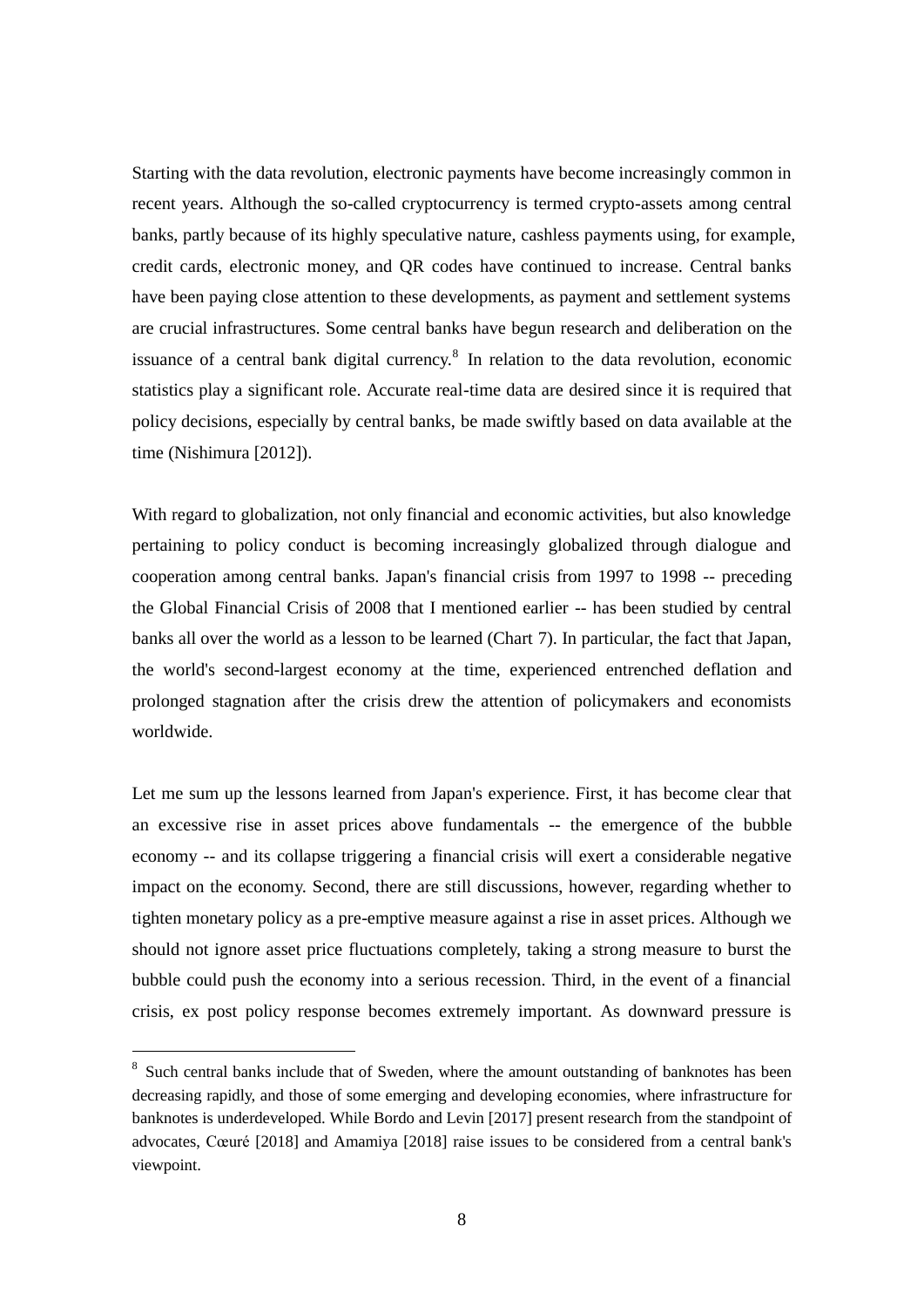Starting with the data revolution, electronic payments have become increasingly common in recent years. Although the so-called cryptocurrency is termed crypto-assets among central banks, partly because of its highly speculative nature, cashless payments using, for example, credit cards, electronic money, and QR codes have continued to increase. Central banks have been paying close attention to these developments, as payment and settlement systems are crucial infrastructures. Some central banks have begun research and deliberation on the issuance of a central bank digital currency.[8] In relation to the data revolution, economic statistics play a significant role. Accurate real-time data are desired since it is required that policy decisions, especially by central banks, be made swiftly based on data available at the time (Nishimura [2012]).

With regard to globalization, not only financial and economic activities, but also knowledge pertaining to policy conduct is becoming increasingly globalized through dialogue and cooperation among central banks. Japan's financial crisis from 1997 to 1998 -- preceding the Global Financial Crisis of 2008 that I mentioned earlier -- has been studied by central banks all over the world as a lesson to be learned (Chart 7). In particular, the fact that Japan, the world's second-largest economy at the time, experienced entrenched deflation and prolonged stagnation after the crisis drew the attention of policymakers and economists worldwide.

Let me sum up the lessons learned from Japan's experience. First, it has become clear that an excessive rise in asset prices above fundamentals -- the emergence of the bubble economy -- and its collapse triggering a financial crisis will exert a considerable negative impact on the economy. Second, there are still discussions, however, regarding whether to tighten monetary policy as a pre-emptive measure against a rise in asset prices. Although we should not ignore asset price fluctuations completely, taking a strong measure to burst the bubble could push the economy into a serious recession. Third, in the event of a financial crisis, ex post policy response becomes extremely important. As downward pressure is

[8] Such central banks include that of Sweden, where the amount outstanding of banknotes has been decreasing rapidly, and those of some emerging and developing economies, where infrastructure for banknotes is underdeveloped. While Bordo and Levin [2017] present research from the standpoint of advocates, Cœuré [2018] and Amamiya [2018] raise issues to be considered from a central bank's viewpoint.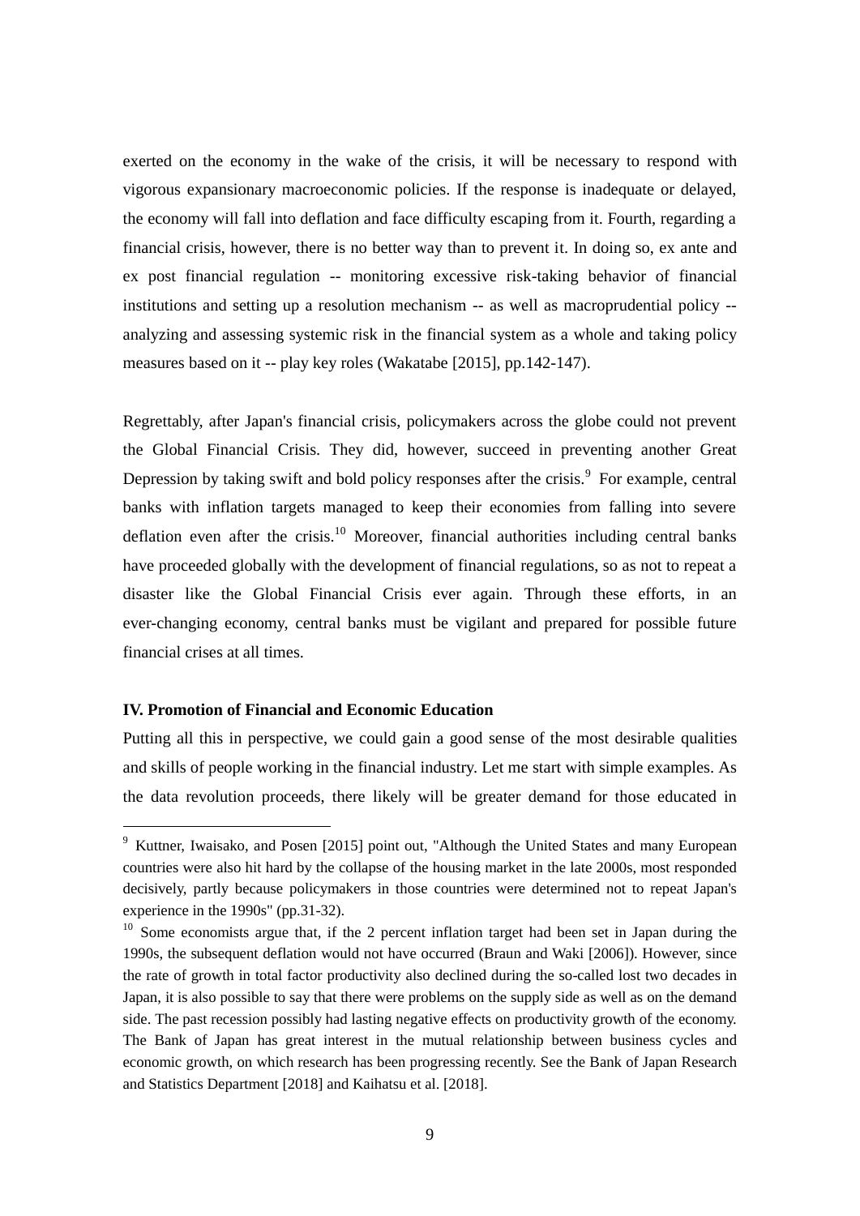exerted on the economy in the wake of the crisis, it will be necessary to respond with vigorous expansionary macroeconomic policies. If the response is inadequate or delayed, the economy will fall into deflation and face difficulty escaping from it. Fourth, regarding a financial crisis, however, there is no better way than to prevent it. In doing so, ex ante and ex post financial regulation -- monitoring excessive risk-taking behavior of financial institutions and setting up a resolution mechanism -- as well as macroprudential policy -- analyzing and assessing systemic risk in the financial system as a whole and taking policy measures based on it -- play key roles (Wakatabe [2015], pp.142-147).

Regrettably, after Japan's financial crisis, policymakers across the globe could not prevent the Global Financial Crisis. They did, however, succeed in preventing another Great Depression by taking swift and bold policy responses after the crisis.[9] For example, central banks with inflation targets managed to keep their economies from falling into severe deflation even after the crisis.[10] Moreover, financial authorities including central banks have proceeded globally with the development of financial regulations, so as not to repeat a disaster like the Global Financial Crisis ever again. Through these efforts, in an ever-changing economy, central banks must be vigilant and prepared for possible future financial crises at all times.

**IV. Promotion of Financial and Economic Education**

Putting all this in perspective, we could gain a good sense of the most desirable qualities and skills of people working in the financial industry. Let me start with simple examples. As the data revolution proceeds, there likely will be greater demand for those educated in

---

[9] Kuttner, Iwaisako, and Posen [2015] point out, "Although the United States and many European countries were also hit hard by the collapse of the housing market in the late 2000s, most responded decisively, partly because policymakers in those countries were determined not to repeat Japan's experience in the 1990s" (pp.31-32).

[10] Some economists argue that, if the 2 percent inflation target had been set in Japan during the 1990s, the subsequent deflation would not have occurred (Braun and Waki [2006]). However, since the rate of growth in total factor productivity also declined during the so-called lost two decades in Japan, it is also possible to say that there were problems on the supply side as well as on the demand side. The past recession possibly had lasting negative effects on productivity growth of the economy. The Bank of Japan has great interest in the mutual relationship between business cycles and economic growth, on which research has been progressing recently. See the Bank of Japan Research and Statistics Department [2018] and Kaihatsu et al. [2018].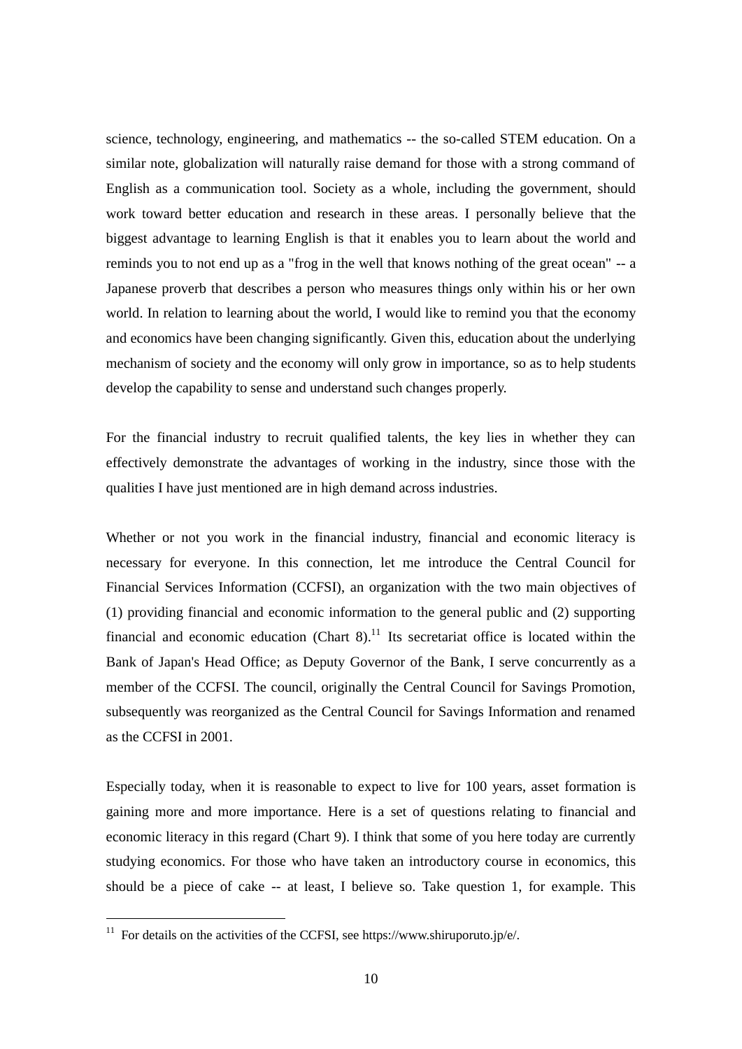science, technology, engineering, and mathematics -- the so-called STEM education. On a similar note, globalization will naturally raise demand for those with a strong command of English as a communication tool. Society as a whole, including the government, should work toward better education and research in these areas. I personally believe that the biggest advantage to learning English is that it enables you to learn about the world and reminds you to not end up as a "frog in the well that knows nothing of the great ocean" -- a Japanese proverb that describes a person who measures things only within his or her own world. In relation to learning about the world, I would like to remind you that the economy and economics have been changing significantly. Given this, education about the underlying mechanism of society and the economy will only grow in importance, so as to help students develop the capability to sense and understand such changes properly.

For the financial industry to recruit qualified talents, the key lies in whether they can effectively demonstrate the advantages of working in the industry, since those with the qualities I have just mentioned are in high demand across industries.

Whether or not you work in the financial industry, financial and economic literacy is necessary for everyone. In this connection, let me introduce the Central Council for Financial Services Information (CCFSI), an organization with the two main objectives of (1) providing financial and economic information to the general public and (2) supporting financial and economic education (Chart 8).[11] Its secretariat office is located within the Bank of Japan's Head Office; as Deputy Governor of the Bank, I serve concurrently as a member of the CCFSI. The council, originally the Central Council for Savings Promotion, subsequently was reorganized as the Central Council for Savings Information and renamed as the CCFSI in 2001.

Especially today, when it is reasonable to expect to live for 100 years, asset formation is gaining more and more importance. Here is a set of questions relating to financial and economic literacy in this regard (Chart 9). I think that some of you here today are currently studying economics. For those who have taken an introductory course in economics, this should be a piece of cake -- at least, I believe so. Take question 1, for example. This

[11] For details on the activities of the CCFSI, see https://www.shiruporuto.jp/e/.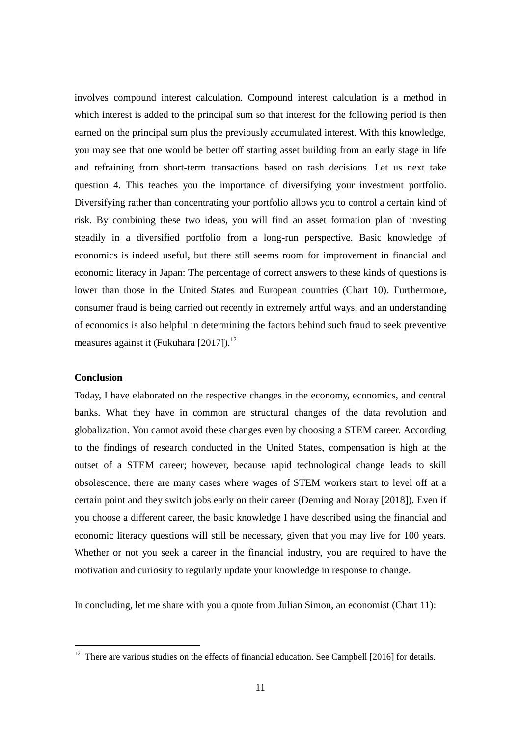involves compound interest calculation. Compound interest calculation is a method in which interest is added to the principal sum so that interest for the following period is then earned on the principal sum plus the previously accumulated interest. With this knowledge, you may see that one would be better off starting asset building from an early stage in life and refraining from short-term transactions based on rash decisions. Let us next take question 4. This teaches you the importance of diversifying your investment portfolio. Diversifying rather than concentrating your portfolio allows you to control a certain kind of risk. By combining these two ideas, you will find an asset formation plan of investing steadily in a diversified portfolio from a long-run perspective. Basic knowledge of economics is indeed useful, but there still seems room for improvement in financial and economic literacy in Japan: The percentage of correct answers to these kinds of questions is lower than those in the United States and European countries (Chart 10). Furthermore, consumer fraud is being carried out recently in extremely artful ways, and an understanding of economics is also helpful in determining the factors behind such fraud to seek preventive measures against it (Fukuhara [2017]).[12]

**Conclusion**

Today, I have elaborated on the respective changes in the economy, economics, and central banks. What they have in common are structural changes of the data revolution and globalization. You cannot avoid these changes even by choosing a STEM career. According to the findings of research conducted in the United States, compensation is high at the outset of a STEM career; however, because rapid technological change leads to skill obsolescence, there are many cases where wages of STEM workers start to level off at a certain point and they switch jobs early on their career (Deming and Noray [2018]). Even if you choose a different career, the basic knowledge I have described using the financial and economic literacy questions will still be necessary, given that you may live for 100 years. Whether or not you seek a career in the financial industry, you are required to have the motivation and curiosity to regularly update your knowledge in response to change.

In concluding, let me share with you a quote from Julian Simon, an economist (Chart 11):

---

[12] There are various studies on the effects of financial education. See Campbell [2016] for details.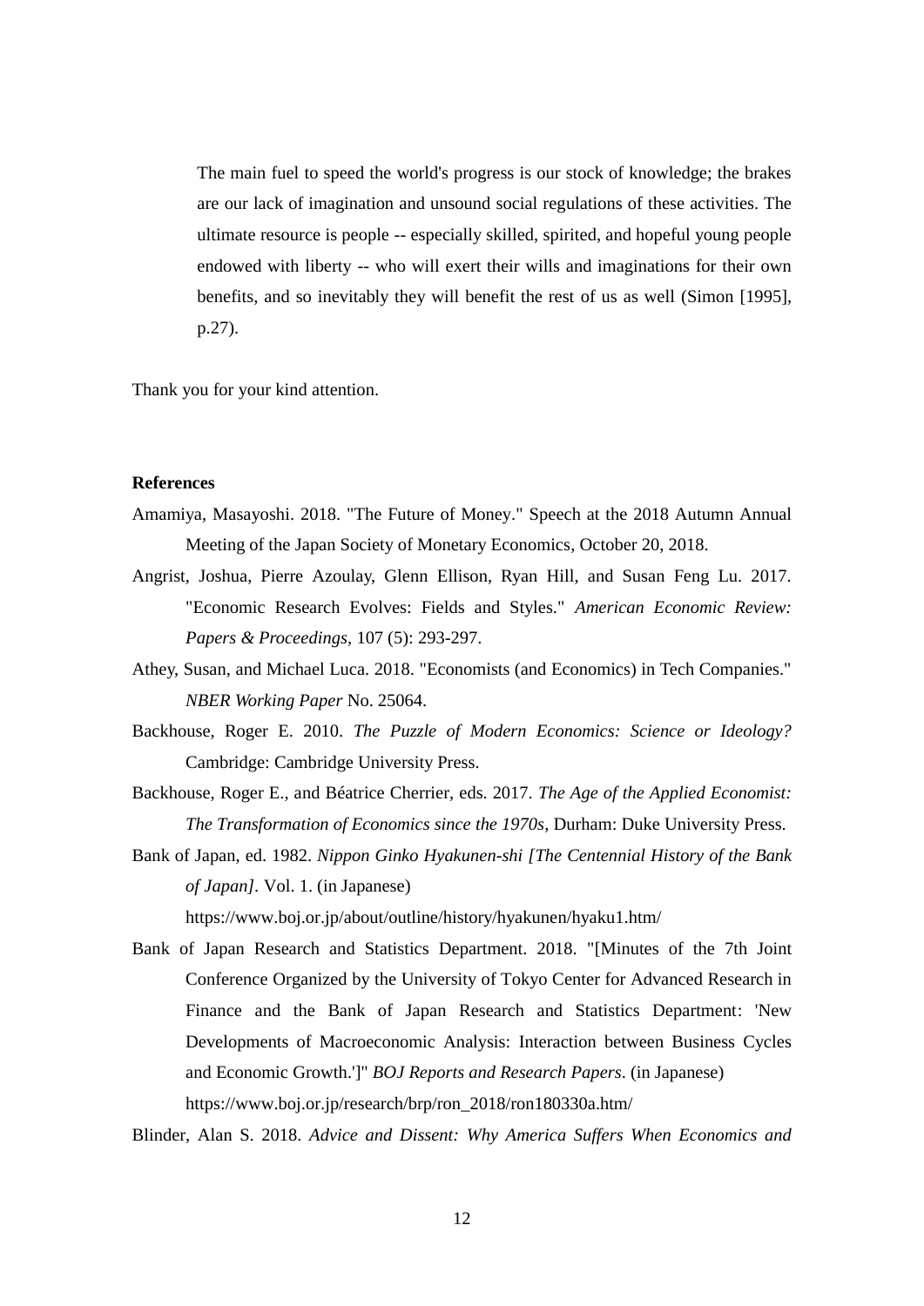> The main fuel to speed the world's progress is our stock of knowledge; the brakes are our lack of imagination and unsound social regulations of these activities. The ultimate resource is people -- especially skilled, spirited, and hopeful young people endowed with liberty -- who will exert their wills and imaginations for their own benefits, and so inevitably they will benefit the rest of us as well (Simon [1995], p.27).

Thank you for your kind attention.

**References**

Amamiya, Masayoshi. 2018. "The Future of Money." Speech at the 2018 Autumn Annual Meeting of the Japan Society of Monetary Economics, October 20, 2018.

Angrist, Joshua, Pierre Azoulay, Glenn Ellison, Ryan Hill, and Susan Feng Lu. 2017. "Economic Research Evolves: Fields and Styles." *American Economic Review: Papers & Proceedings*, 107 (5): 293-297.

Athey, Susan, and Michael Luca. 2018. "Economists (and Economics) in Tech Companies." *NBER Working Paper* No. 25064.

Backhouse, Roger E. 2010. *The Puzzle of Modern Economics: Science or Ideology?* Cambridge: Cambridge University Press.

Backhouse, Roger E., and Béatrice Cherrier, eds. 2017. *The Age of the Applied Economist: The Transformation of Economics since the 1970s*, Durham: Duke University Press.

Bank of Japan, ed. 1982. *Nippon Ginko Hyakunen-shi [The Centennial History of the Bank of Japan]*. Vol. 1. (in Japanese)
https://www.boj.or.jp/about/outline/history/hyakunen/hyaku1.htm/

Bank of Japan Research and Statistics Department. 2018. "[Minutes of the 7th Joint Conference Organized by the University of Tokyo Center for Advanced Research in Finance and the Bank of Japan Research and Statistics Department: 'New Developments of Macroeconomic Analysis: Interaction between Business Cycles and Economic Growth.']" *BOJ Reports and Research Papers*. (in Japanese)
https://www.boj.or.jp/research/brp/ron_2018/ron180330a.htm/

Blinder, Alan S. 2018. *Advice and Dissent: Why America Suffers When Economics and*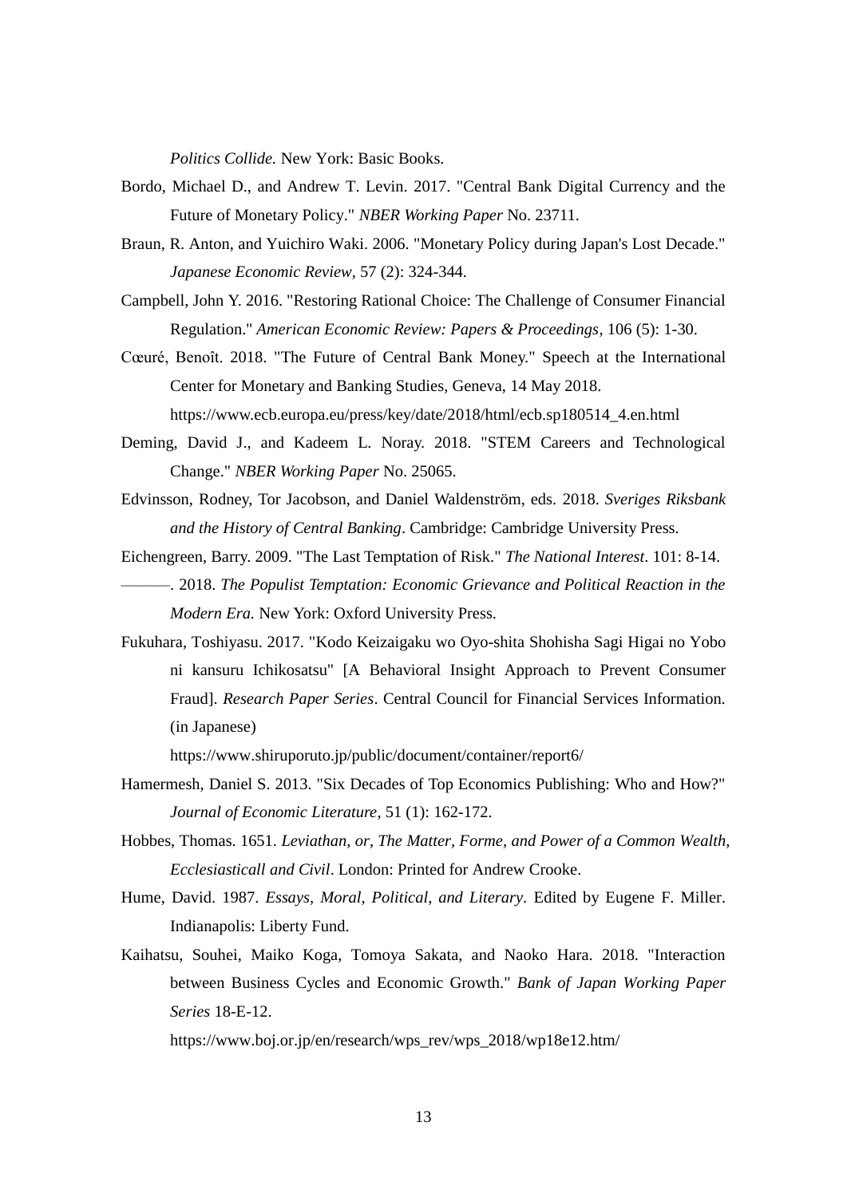*Politics Collide.* New York: Basic Books.

Bordo, Michael D., and Andrew T. Levin. 2017. "Central Bank Digital Currency and the Future of Monetary Policy." *NBER Working Paper* No. 23711.

Braun, R. Anton, and Yuichiro Waki. 2006. "Monetary Policy during Japan's Lost Decade." *Japanese Economic Review*, 57 (2): 324-344.

Campbell, John Y. 2016. "Restoring Rational Choice: The Challenge of Consumer Financial Regulation." *American Economic Review: Papers & Proceedings*, 106 (5): 1-30.

Cœuré, Benoît. 2018. "The Future of Central Bank Money." Speech at the International Center for Monetary and Banking Studies, Geneva, 14 May 2018. https://www.ecb.europa.eu/press/key/date/2018/html/ecb.sp180514_4.en.html

Deming, David J., and Kadeem L. Noray. 2018. "STEM Careers and Technological Change." *NBER Working Paper* No. 25065.

Edvinsson, Rodney, Tor Jacobson, and Daniel Waldenström, eds. 2018. *Sveriges Riksbank and the History of Central Banking*. Cambridge: Cambridge University Press.

Eichengreen, Barry. 2009. "The Last Temptation of Risk." *The National Interest*. 101: 8-14.

———. 2018. *The Populist Temptation: Economic Grievance and Political Reaction in the Modern Era.* New York: Oxford University Press.

Fukuhara, Toshiyasu. 2017. "Kodo Keizaigaku wo Oyo-shita Shohisha Sagi Higai no Yobo ni kansuru Ichikosatsu" [A Behavioral Insight Approach to Prevent Consumer Fraud]. *Research Paper Series*. Central Council for Financial Services Information. (in Japanese) https://www.shiruporuto.jp/public/document/container/report6/

Hamermesh, Daniel S. 2013. "Six Decades of Top Economics Publishing: Who and How?" *Journal of Economic Literature*, 51 (1): 162-172.

Hobbes, Thomas. 1651. *Leviathan, or, The Matter, Forme, and Power of a Common Wealth, Ecclesiasticall and Civil*. London: Printed for Andrew Crooke.

Hume, David. 1987. *Essays, Moral, Political, and Literary*. Edited by Eugene F. Miller. Indianapolis: Liberty Fund.

Kaihatsu, Souhei, Maiko Koga, Tomoya Sakata, and Naoko Hara. 2018. "Interaction between Business Cycles and Economic Growth." *Bank of Japan Working Paper Series* 18-E-12. https://www.boj.or.jp/en/research/wps_rev/wps_2018/wp18e12.htm/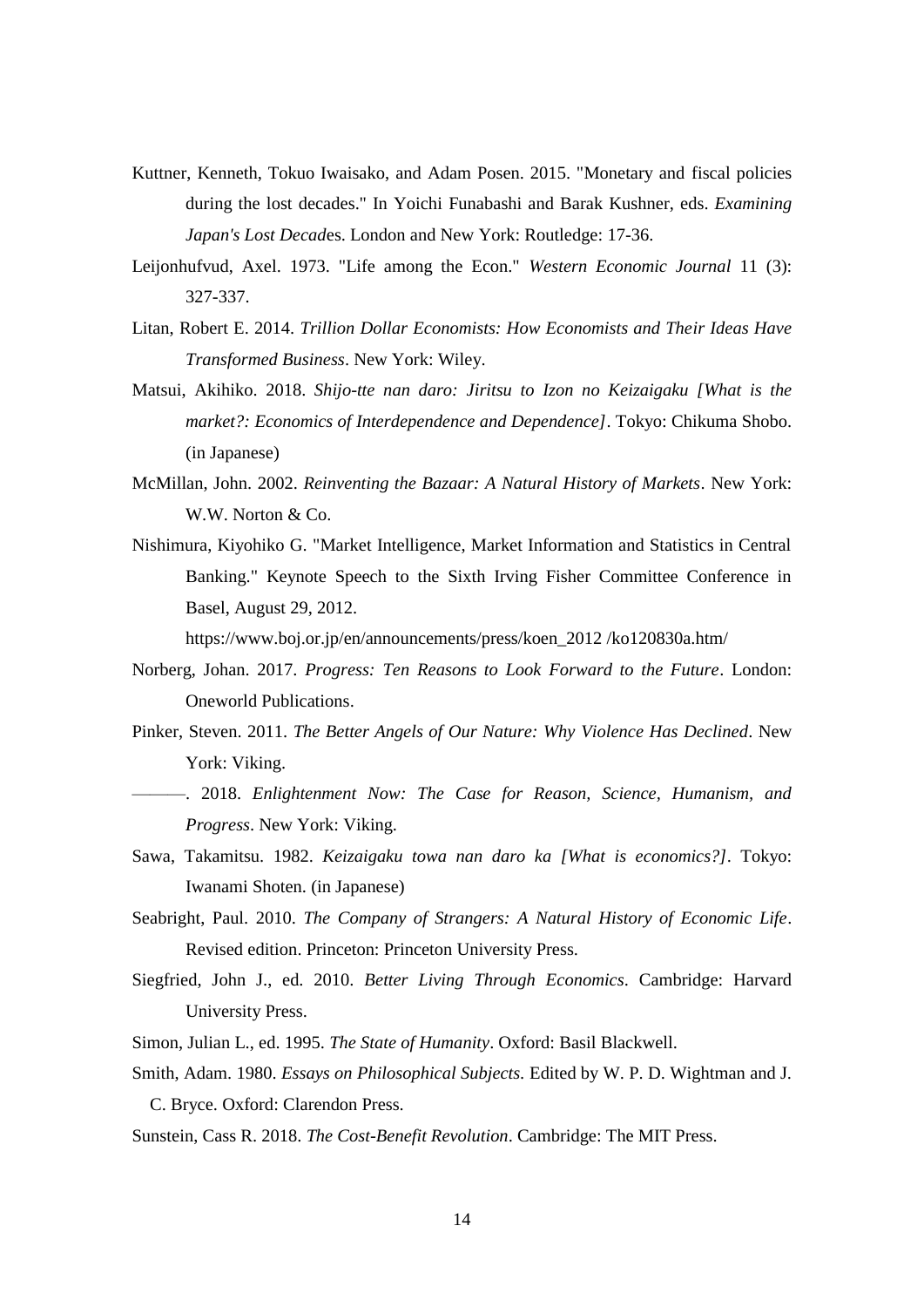Kuttner, Kenneth, Tokuo Iwaisako, and Adam Posen. 2015. "Monetary and fiscal policies during the lost decades." In Yoichi Funabashi and Barak Kushner, eds. *Examining Japan's Lost Decad*es. London and New York: Routledge: 17-36.

Leijonhufvud, Axel. 1973. "Life among the Econ." *Western Economic Journal* 11 (3): 327-337.

Litan, Robert E. 2014. *Trillion Dollar Economists: How Economists and Their Ideas Have Transformed Business*. New York: Wiley.

Matsui, Akihiko. 2018. *Shijo-tte nan daro: Jiritsu to Izon no Keizaigaku [What is the market?: Economics of Interdependence and Dependence]*. Tokyo: Chikuma Shobo. (in Japanese)

McMillan, John. 2002. *Reinventing the Bazaar: A Natural History of Markets*. New York: W.W. Norton & Co.

Nishimura, Kiyohiko G. "Market Intelligence, Market Information and Statistics in Central Banking." Keynote Speech to the Sixth Irving Fisher Committee Conference in Basel, August 29, 2012.
https://www.boj.or.jp/en/announcements/press/koen_2012 /ko120830a.htm/

Norberg, Johan. 2017. *Progress: Ten Reasons to Look Forward to the Future*. London: Oneworld Publications.

Pinker, Steven. 2011. *The Better Angels of Our Nature: Why Violence Has Declined*. New York: Viking.

———. 2018. *Enlightenment Now: The Case for Reason, Science, Humanism, and Progress*. New York: Viking.

Sawa, Takamitsu. 1982. *Keizaigaku towa nan daro ka [What is economics?]*. Tokyo: Iwanami Shoten. (in Japanese)

Seabright, Paul. 2010. *The Company of Strangers: A Natural History of Economic Life*. Revised edition. Princeton: Princeton University Press.

Siegfried, John J., ed. 2010. *Better Living Through Economics*. Cambridge: Harvard University Press.

Simon, Julian L., ed. 1995. *The State of Humanity*. Oxford: Basil Blackwell.

Smith, Adam. 1980. *Essays on Philosophical Subjects.* Edited by W. P. D. Wightman and J. C. Bryce. Oxford: Clarendon Press.

Sunstein, Cass R. 2018. *The Cost-Benefit Revolution*. Cambridge: The MIT Press.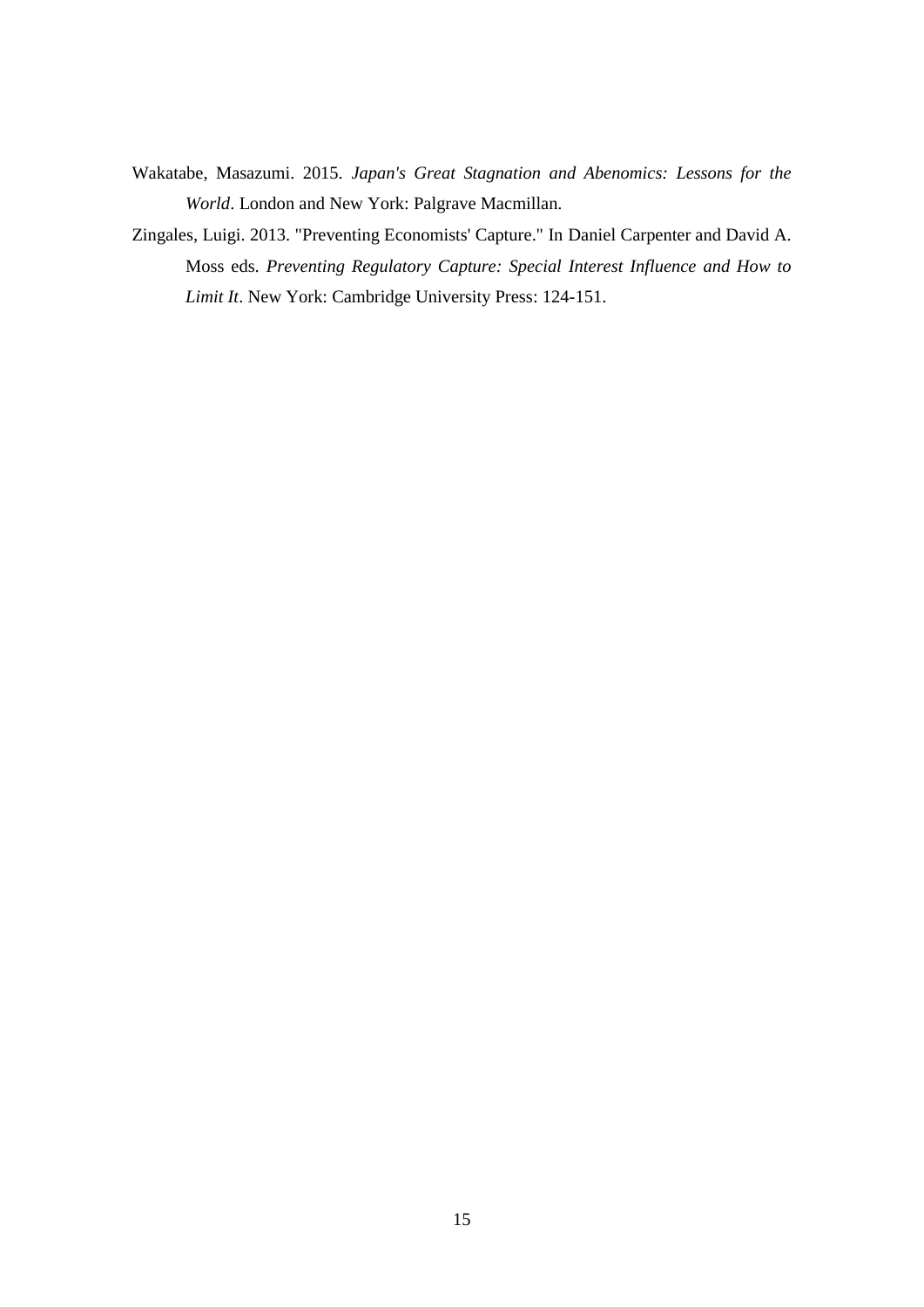Wakatabe, Masazumi. 2015. *Japan's Great Stagnation and Abenomics: Lessons for the World*. London and New York: Palgrave Macmillan.

Zingales, Luigi. 2013. "Preventing Economists' Capture." In Daniel Carpenter and David A. Moss eds. *Preventing Regulatory Capture: Special Interest Influence and How to Limit It*. New York: Cambridge University Press: 124-151.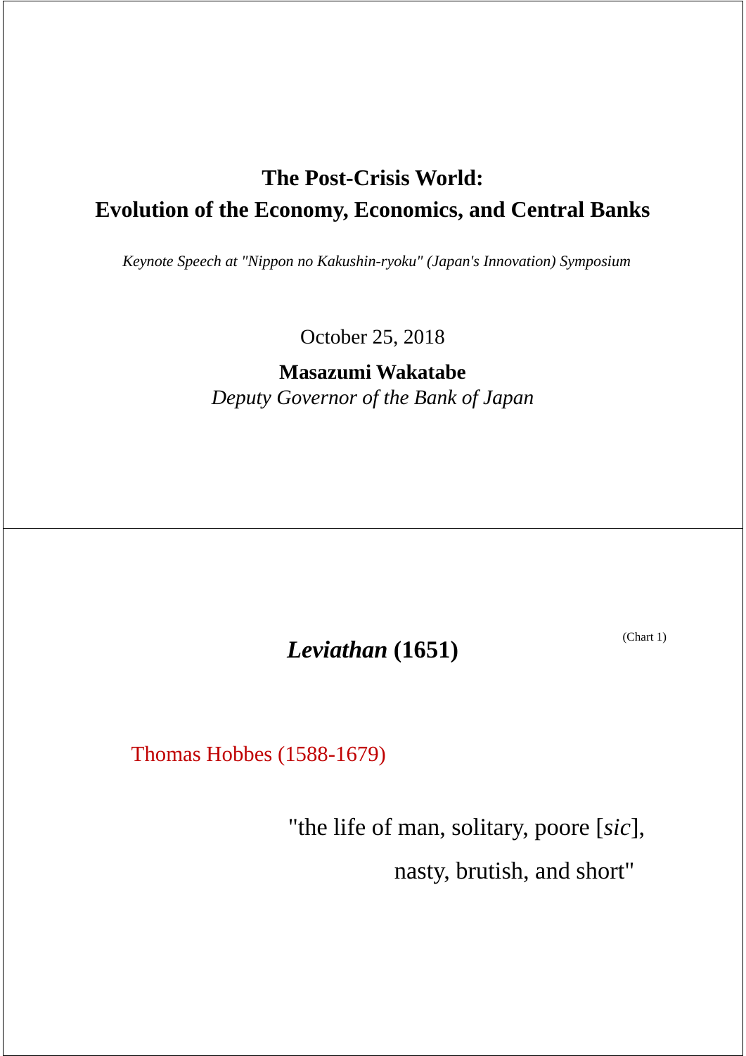# The Post-Crisis World:
# Evolution of the Economy, Economics, and Central Banks

*Keynote Speech at "Nippon no Kakushin-ryoku" (Japan's Innovation) Symposium*

October 25, 2018

**Masazumi Wakatabe**
*Deputy Governor of the Bank of Japan*

---

(Chart 1)

## *Leviathan* (1651)

Thomas Hobbes (1588-1679)

"the life of man, solitary, poore [*sic*],
nasty, brutish, and short"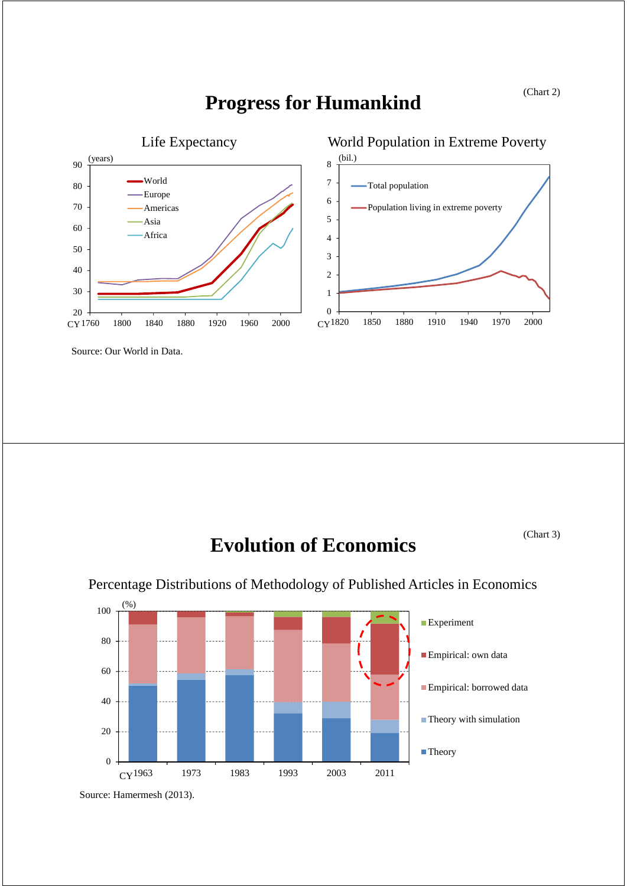(Chart 2)

# Progress for Humankind

Life Expectancy

World Population in Extreme Poverty

Source: Our World in Data.

(Chart 3)

# Evolution of Economics

Percentage Distributions of Methodology of Published Articles in Economics

Source: Hamermesh (2013).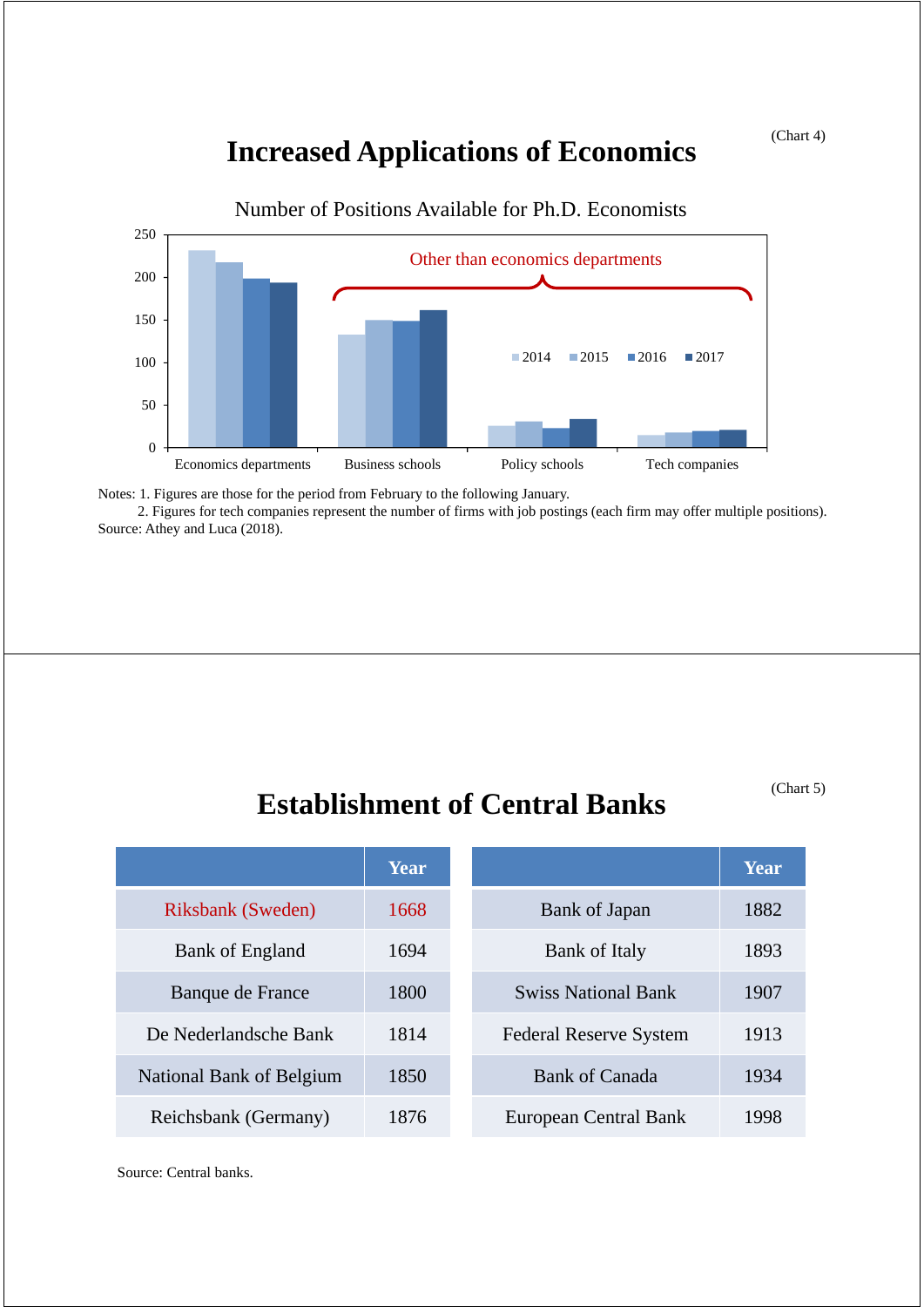(Chart 4)

# Increased Applications of Economics

Number of Positions Available for Ph.D. Economists

Notes: 1. Figures are those for the period from February to the following January.

2. Figures for tech companies represent the number of firms with job postings (each firm may offer multiple positions).

Source: Athey and Luca (2018).

(Chart 5)

# Establishment of Central Banks

| | Year |
|---|---|
| Riksbank (Sweden) | 1668 |
| Bank of England | 1694 |
| Banque de France | 1800 |
| De Nederlandsche Bank | 1814 |
| National Bank of Belgium | 1850 |
| Reichsbank (Germany) | 1876 |

| | Year |
|---|---|
| Bank of Japan | 1882 |
| Bank of Italy | 1893 |
| Swiss National Bank | 1907 |
| Federal Reserve System | 1913 |
| Bank of Canada | 1934 |
| European Central Bank | 1998 |

Source: Central banks.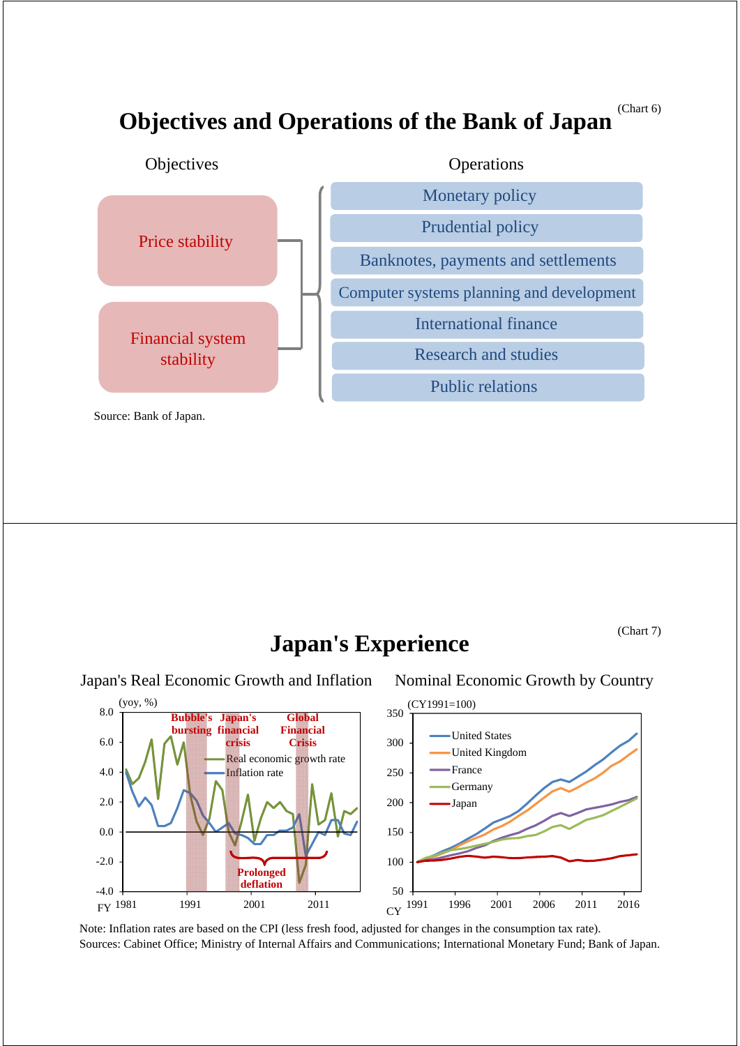(Chart 6)

# Objectives and Operations of the Bank of Japan

**Objectives**

- Price stability
- Financial system stability

**Operations**

- Monetary policy
- Prudential policy
- Banknotes, payments and settlements
- Computer systems planning and development
- International finance
- Research and studies
- Public relations

Source: Bank of Japan.

(Chart 7)

# Japan's Experience

**Japan's Real Economic Growth and Inflation**

(yoy, %)

Bubble's bursting — Japan's financial crisis — Global Financial Crisis — Prolonged deflation

Real economic growth rate; Inflation rate

FY 1981, 1991, 2001, 2011

**Nominal Economic Growth by Country**

(CY1991=100)

United States; United Kingdom; France; Germany; Japan

CY 1991, 1996, 2001, 2006, 2011, 2016

Note: Inflation rates are based on the CPI (less fresh food, adjusted for changes in the consumption tax rate).
Sources: Cabinet Office; Ministry of Internal Affairs and Communications; International Monetary Fund; Bank of Japan.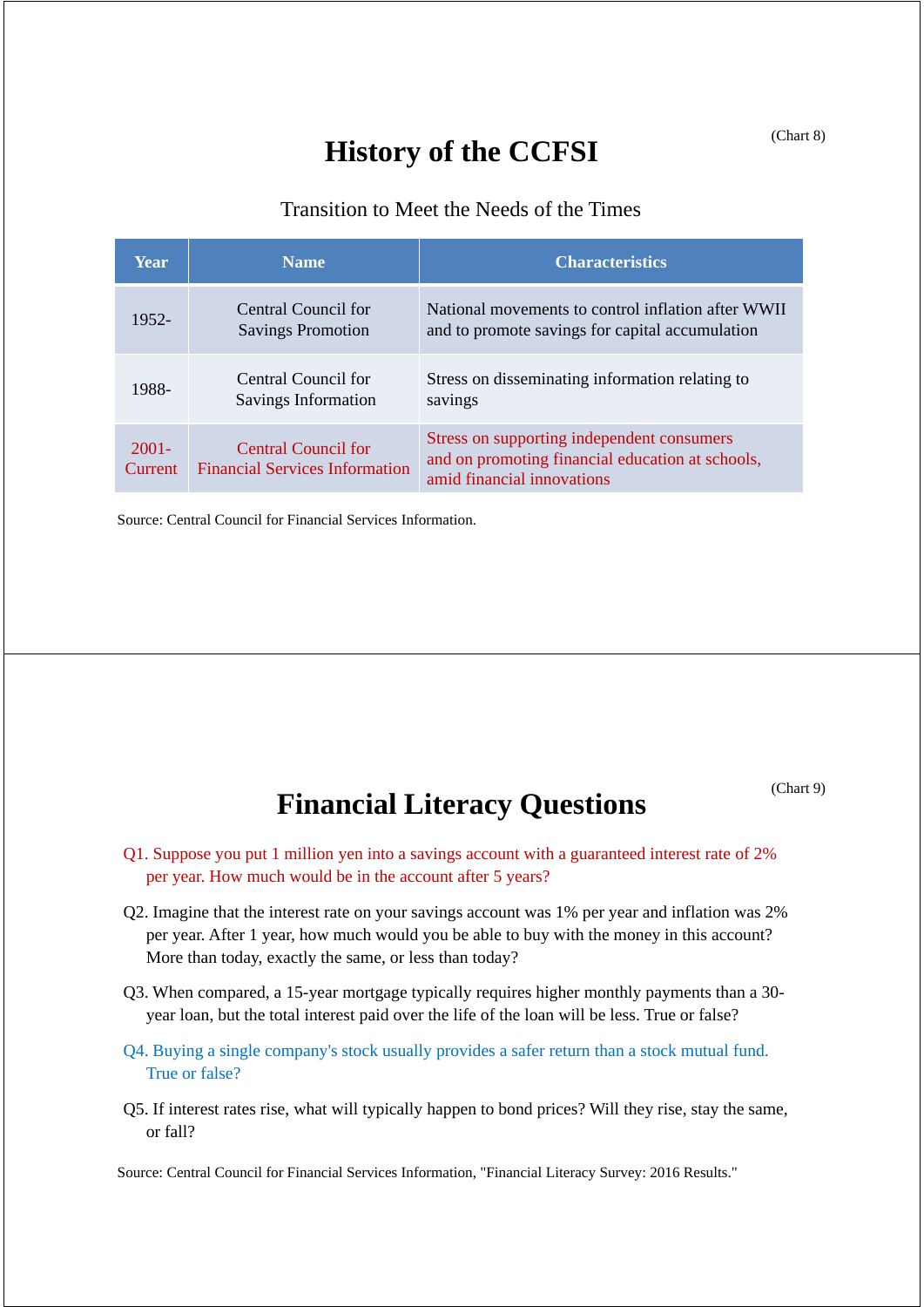(Chart 8)

# History of the CCFSI

Transition to Meet the Needs of the Times

| Year | Name | Characteristics |
|---|---|---|
| 1952- | Central Council for Savings Promotion | National movements to control inflation after WWII and to promote savings for capital accumulation |
| 1988- | Central Council for Savings Information | Stress on disseminating information relating to savings |
| 2001-Current | Central Council for Financial Services Information | Stress on supporting independent consumers and on promoting financial education at schools, amid financial innovations |

Source: Central Council for Financial Services Information.

(Chart 9)

# Financial Literacy Questions

Q1. Suppose you put 1 million yen into a savings account with a guaranteed interest rate of 2% per year. How much would be in the account after 5 years?

Q2. Imagine that the interest rate on your savings account was 1% per year and inflation was 2% per year. After 1 year, how much would you be able to buy with the money in this account? More than today, exactly the same, or less than today?

Q3. When compared, a 15-year mortgage typically requires higher monthly payments than a 30-year loan, but the total interest paid over the life of the loan will be less. True or false?

Q4. Buying a single company's stock usually provides a safer return than a stock mutual fund. True or false?

Q5. If interest rates rise, what will typically happen to bond prices? Will they rise, stay the same, or fall?

Source: Central Council for Financial Services Information, "Financial Literacy Survey: 2016 Results."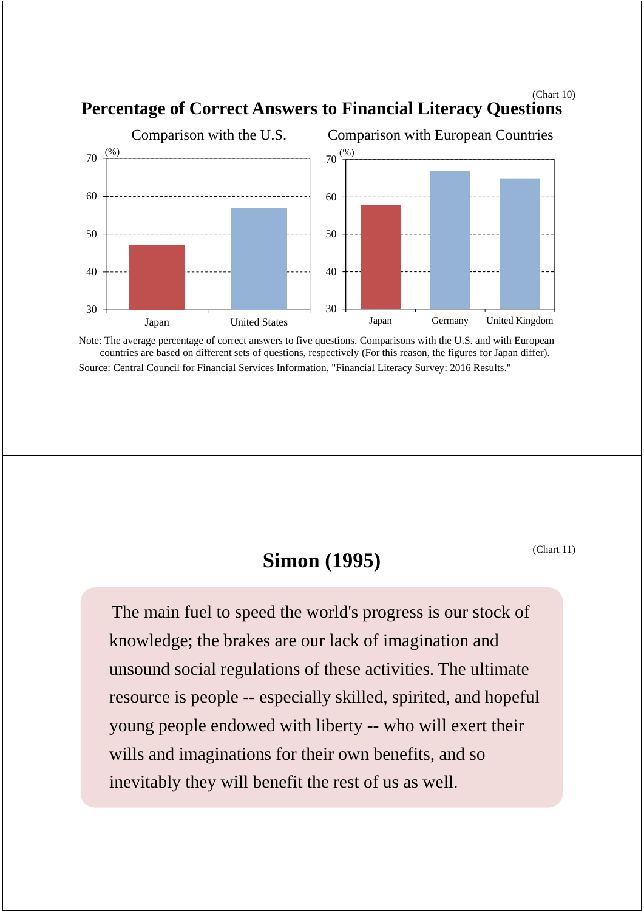(Chart 10)

## Percentage of Correct Answers to Financial Literacy Questions

Comparison with the U.S.

(%)
70
60
50
40
30

Japan
United States

Comparison with European Countries

(%)
70
60
50
40
30

Japan
Germany
United Kingdom

Note: The average percentage of correct answers to five questions. Comparisons with the U.S. and with European countries are based on different sets of questions, respectively (For this reason, the figures for Japan differ).

Source: Central Council for Financial Services Information, "Financial Literacy Survey: 2016 Results."

(Chart 11)

## Simon (1995)

The main fuel to speed the world's progress is our stock of knowledge; the brakes are our lack of imagination and unsound social regulations of these activities. The ultimate resource is people -- especially skilled, spirited, and hopeful young people endowed with liberty -- who will exert their wills and imaginations for their own benefits, and so inevitably they will benefit the rest of us as well.